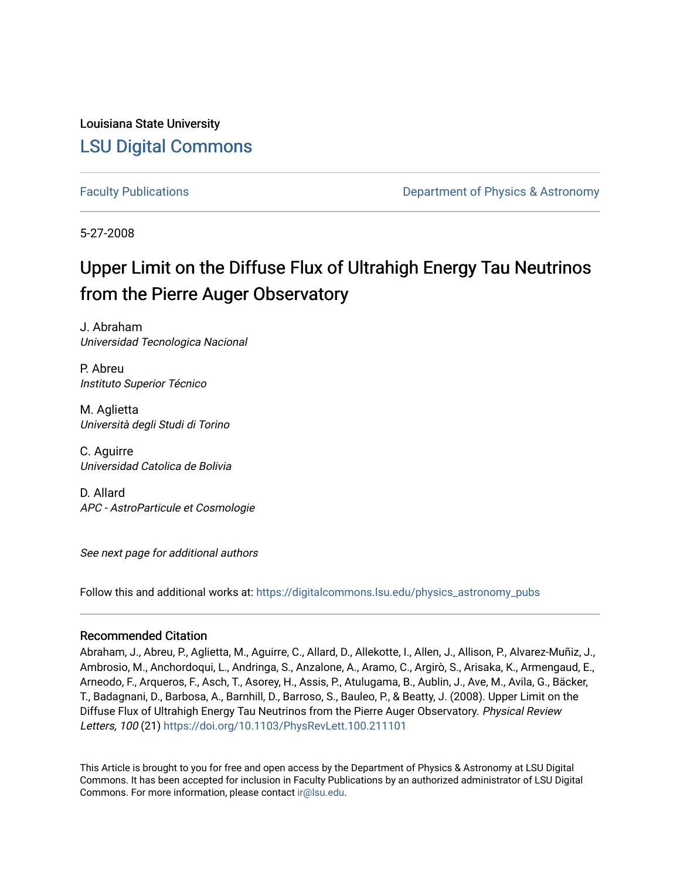Louisiana State University

# LSU Digital Commons

Faculty Publications | Department of Physics & Astronomy

5-27-2008

# Upper Limit on the Diffuse Flux of Ultrahigh Energy Tau Neutrinos from the Pierre Auger Observatory

J. Abraham
*Universidad Tecnologica Nacional*

P. Abreu
*Instituto Superior Técnico*

M. Aglietta
*Università degli Studi di Torino*

C. Aguirre
*Universidad Catolica de Bolivia*

D. Allard
*APC - AstroParticule et Cosmologie*

*See next page for additional authors*

Follow this and additional works at: https://digitalcommons.lsu.edu/physics_astronomy_pubs

## Recommended Citation

Abraham, J., Abreu, P., Aglietta, M., Aguirre, C., Allard, D., Allekotte, I., Allen, J., Allison, P., Alvarez-Muñiz, J., Ambrosio, M., Anchordoqui, L., Andringa, S., Anzalone, A., Aramo, C., Argirò, S., Arisaka, K., Armengaud, E., Arneodo, F., Arqueros, F., Asch, T., Asorey, H., Assis, P., Atulugama, B., Aublin, J., Ave, M., Avila, G., Bäcker, T., Badagnani, D., Barbosa, A., Barnhill, D., Barroso, S., Bauleo, P., & Beatty, J. (2008). Upper Limit on the Diffuse Flux of Ultrahigh Energy Tau Neutrinos from the Pierre Auger Observatory. *Physical Review Letters, 100* (21) https://doi.org/10.1103/PhysRevLett.100.211101

This Article is brought to you for free and open access by the Department of Physics & Astronomy at LSU Digital Commons. It has been accepted for inclusion in Faculty Publications by an authorized administrator of LSU Digital Commons. For more information, please contact ir@lsu.edu.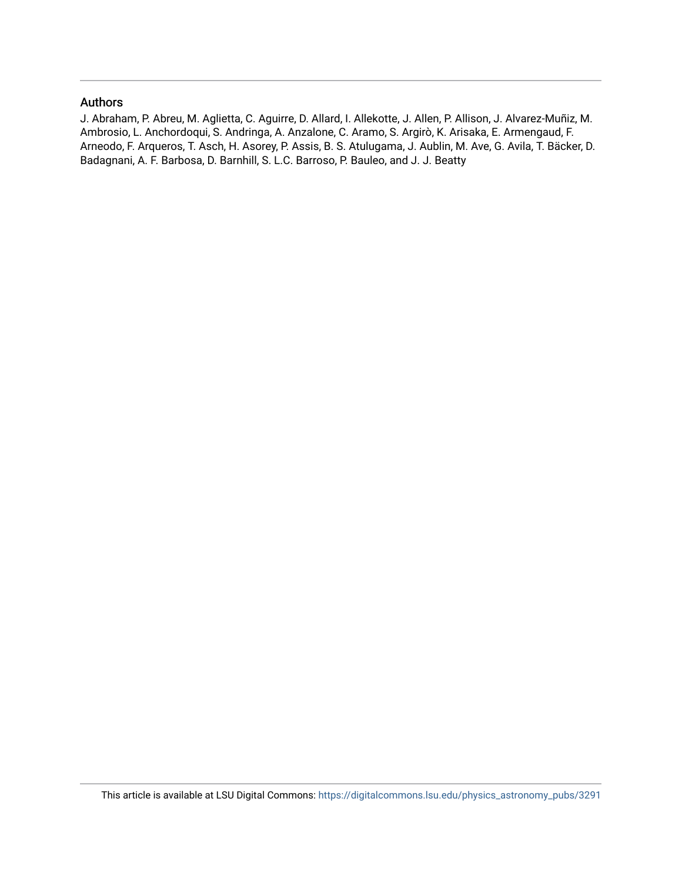## Authors

J. Abraham, P. Abreu, M. Aglietta, C. Aguirre, D. Allard, I. Allekotte, J. Allen, P. Allison, J. Alvarez-Muñiz, M. Ambrosio, L. Anchordoqui, S. Andringa, A. Anzalone, C. Aramo, S. Argirò, K. Arisaka, E. Armengaud, F. Arneodo, F. Arqueros, T. Asch, H. Asorey, P. Assis, B. S. Atulugama, J. Aublin, M. Ave, G. Avila, T. Bäcker, D. Badagnani, A. F. Barbosa, D. Barnhill, S. L.C. Barroso, P. Bauleo, and J. J. Beatty

This article is available at LSU Digital Commons: https://digitalcommons.lsu.edu/physics_astronomy_pubs/3291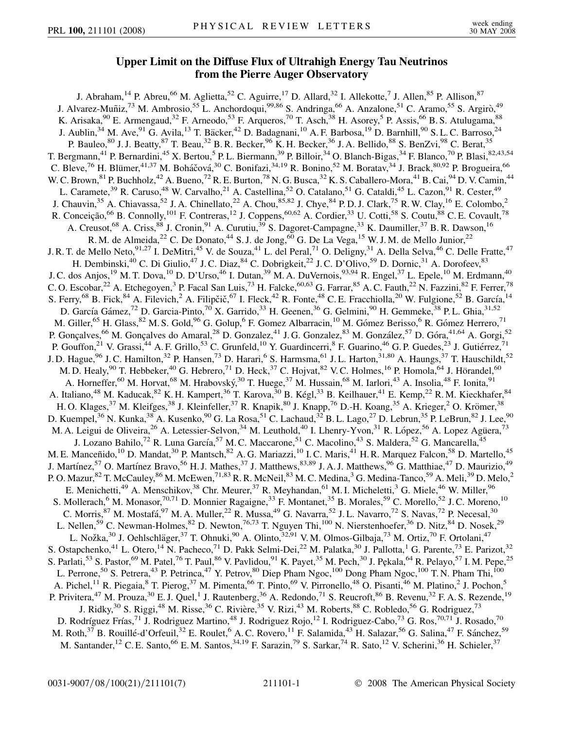# Upper Limit on the Diffuse Flux of Ultrahigh Energy Tau Neutrinos from the Pierre Auger Observatory

J. Abraham,[14] P. Abreu,[66] M. Aglietta,[52] C. Aguirre,[17] D. Allard,[32] I. Allekotte,[7] J. Allen,[85] P. Allison,[87] J. Alvarez-Muñiz,[73] M. Ambrosio,[55] L. Anchordoqui,[99,86] S. Andringa,[66] A. Anzalone,[51] C. Aramo,[55] S. Argirò,[49] K. Arisaka,[90] E. Armengaud,[32] F. Arneodo,[53] F. Arqueros,[70] T. Asch,[38] H. Asorey,[5] P. Assis,[66] B. S. Atulugama,[88] J. Aublin,[34] M. Ave,[91] G. Avila,[13] T. Bäcker,[42] D. Badagnani,[10] A. F. Barbosa,[19] D. Barnhill,[90] S. L. C. Barroso,[24] P. Bauleo,[80] J. J. Beatty,[87] T. Beau,[32] B. R. Becker,[96] K. H. Becker,[36] J. A. Bellido,[88] S. BenZvi,[98] C. Berat,[35] T. Bergmann,[41] P. Bernardini,[45] X. Bertou,[5] P. L. Biermann,[39] P. Billoir,[34] O. Blanch-Bigas,[34] F. Blanco,[70] P. Blasi,[82,43,54] C. Bleve,[76] H. Blümer,[41,37] M. Boháčová,[30] C. Bonifazi,[34,19] R. Bonino,[52] M. Boratav,[34] J. Brack,[80,92] P. Brogueira,[66] W. C. Brown,[81] P. Buchholz,[42] A. Bueno,[72] R. E. Burton,[78] N. G. Busca,[32] K. S. Caballero-Mora,[41] B. Cai,[94] D. V. Camin,[44] L. Caramete,[39] R. Caruso,[48] W. Carvalho,[21] A. Castellina,[52] O. Catalano,[51] G. Cataldi,[45] L. Cazon,[91] R. Cester,[49] J. Chauvin,[35] A. Chiavassa,[52] J. A. Chinellato,[22] A. Chou,[85,82] J. Chye,[84] P. D. J. Clark,[75] R. W. Clay,[16] E. Colombo,[2] R. Conceição,[66] B. Connolly,[101] F. Contreras,[12] J. Coppens,[60,62] A. Cordier,[33] U. Cotti,[58] S. Coutu,[88] C. E. Covault,[78] A. Creusot,[68] A. Criss,[88] J. Cronin,[91] A. Curutiu,[39] S. Dagoret-Campagne,[33] K. Daumiller,[37] B. R. Dawson,[16] R. M. de Almeida,[22] C. De Donato,[44] S. J. de Jong,[60] G. De La Vega,[15] W. J. M. de Mello Junior,[22] J. R. T. de Mello Neto,[91,27] I. DeMitri,[45] V. de Souza,[41] L. del Peral,[71] O. Deligny,[31] A. Della Selva,[46] C. Delle Fratte,[47] H. Dembinski,[40] C. Di Giulio,[47] J. C. Diaz,[84] C. Dobrigkeit,[22] J. C. D'Olivo,[59] D. Dornic,[31] A. Dorofeev,[83] J. C. dos Anjos,[19] M. T. Dova,[10] D. D'Urso,[46] I. Dutan,[39] M. A. DuVernois,[93,94] R. Engel,[37] L. Epele,[10] M. Erdmann,[40] C. O. Escobar,[22] A. Etchegoyen,[3] P. Facal San Luis,[73] H. Falcke,[60,63] G. Farrar,[85] A. C. Fauth,[22] N. Fazzini,[82] F. Ferrer,[78] S. Ferry,[68] B. Fick,[84] A. Filevich,[2] A. Filipčič,[67] I. Fleck,[42] R. Fonte,[48] C. E. Fracchiolla,[20] W. Fulgione,[52] B. García,[14] D. García Gámez,[72] D. Garcia-Pinto,[70] X. Garrido,[33] H. Geenen,[36] G. Gelmini,[90] H. Gemmeke,[38] P. L. Ghia,[31,52] M. Giller,[65] H. Glass,[82] M. S. Gold,[96] G. Golup,[6] F. Gomez Albarracin,[10] M. Gómez Berisso,[6] R. Gómez Herrero,[71] P. Gonçalves,[66] M. Gonçalves do Amaral,[28] D. Gonzalez,[41] J. G. Gonzalez,[83] M. González,[57] D. Góra,[41,64] A. Gorgi,[52] P. Gouffon,[21] V. Grassi,[44] A. F. Grillo,[53] C. Grunfeld,[10] Y. Guardincerri,[8] F. Guarino,[46] G. P. Guedes,[23] J. Gutiérrez,[71] J. D. Hague,[96] J. C. Hamilton,[32] P. Hansen,[73] D. Harari,[6] S. Harmsma,[61] J. L. Harton,[31,80] A. Haungs,[37] T. Hauschildt,[52] M. D. Healy,[90] T. Hebbeker,[40] G. Hebrero,[71] D. Heck,[37] C. Hojvat,[82] V. C. Holmes,[16] P. Homola,[64] J. Hörandel,[60] A. Horneffer,[60] M. Horvat,[68] M. Hrabovský,[30] T. Huege,[37] M. Hussain,[68] M. Iarlori,[43] A. Insolia,[48] F. Ionita,[91] A. Italiano,[48] M. Kaducak,[82] K. H. Kampert,[36] T. Karova,[30] B. Kégl,[33] B. Keilhauer,[41] E. Kemp,[22] R. M. Kieckhafer,[84] H. O. Klages,[37] M. Kleifges,[38] J. Kleinfeller,[37] R. Knapik,[80] J. Knapp,[76] D.-H. Koang,[35] A. Krieger,[2] O. Krömer,[38] D. Kuempel,[36] N. Kunka,[38] A. Kusenko,[90] G. La Rosa,[51] C. Lachaud,[32] B. L. Lago,[27] D. Lebrun,[35] P. LeBrun,[82] J. Lee,[90] M. A. Leigui de Oliveira,[26] A. Letessier-Selvon,[34] M. Leuthold,[40] I. Lhenry-Yvon,[31] R. López,[56] A. Lopez Agüera,[73] J. Lozano Bahilo,[72] R. Luna García,[57] M. C. Maccarone,[51] C. Macolino,[43] S. Maldera,[52] G. Mancarella,[45] M. E. Manceñido,[10] D. Mandat,[30] P. Mantsch,[82] A. G. Mariazzi,[10] I. C. Maris,[41] H. R. Marquez Falcon,[58] D. Martello,[45] J. Martínez,[57] O. Martínez Bravo,[56] H. J. Mathes,[37] J. Matthews,[83,89] J. A. J. Matthews,[96] G. Matthiae,[47] D. Maurizio,[49] P. O. Mazur,[82] T. McCauley,[86] M. McEwen,[71,83] R. R. McNeil,[83] M. C. Medina,[3] G. Medina-Tanco,[59] A. Meli,[39] D. Melo,[2] E. Menichetti,[49] A. Menschikov,[38] Chr. Meurer,[37] R. Meyhandan,[61] M. I. Micheletti,[3] G. Miele,[46] W. Miller,[96] S. Mollerach,[6] M. Monasor,[70,71] D. Monnier Ragaigne,[33] F. Montanet,[35] B. Morales,[59] C. Morello,[52] J. C. Moreno,[10] C. Morris,[87] M. Mostafá,[97] M. A. Muller,[22] R. Mussa,[49] G. Navarra,[52] J. L. Navarro,[72] S. Navas,[72] P. Necesal,[30] L. Nellen,[59] C. Newman-Holmes,[82] D. Newton,[76,73] T. Nguyen Thi,[100] N. Nierstenhoefer,[36] D. Nitz,[84] D. Nosek,[29] L. Nožka,[30] J. Oehlschläger,[37] T. Ohnuki,[90] A. Olinto,[32,91] V. M. Olmos-Gilbaja,[73] M. Ortiz,[70] F. Ortolani,[47] S. Ostapchenko,[41] L. Otero,[14] N. Pacheco,[71] D. Pakk Selmi-Dei,[22] M. Palatka,[30] J. Pallotta,[1] G. Parente,[73] E. Parizot,[32] S. Parlati,[53] S. Pastor,[69] M. Patel,[76] T. Paul,[86] V. Pavlidou,[91] K. Payet,[35] M. Pech,[30] J. Pękala,[64] R. Pelayo,[57] I. M. Pepe,[25] L. Perrone,[50] S. Petrera,[43] P. Petrinca,[47] Y. Petrov,[80] Diep Pham Ngoc,[100] Dong Pham Ngoc,[100] T. N. Pham Thi,[100] A. Pichel,[11] R. Piegaia,[8] T. Pierog,[37] M. Pimenta,[66] T. Pinto,[69] V. Pirronello,[48] O. Pisanti,[46] M. Platino,[2] J. Pochon,[5] P. Privitera,[47] M. Prouza,[30] E. J. Quel,[1] J. Rautenberg,[36] A. Redondo,[71] S. Reucroft,[86] B. Revenu,[32] F. A. S. Rezende,[19] J. Ridky,[30] S. Riggi,[48] M. Risse,[36] C. Rivière,[35] V. Rizi,[43] M. Roberts,[88] C. Robledo,[56] G. Rodriguez,[73] D. Rodríguez Frías,[71] J. Rodriguez Martino,[48] J. Rodriguez Rojo,[12] I. Rodriguez-Cabo,[73] G. Ros,[70,71] J. Rosado,[70] M. Roth,[37] B. Rouillé-d'Orfeuil,[32] E. Roulet,[6] A. C. Rovero,[11] F. Salamida,[43] H. Salazar,[56] G. Salina,[47] F. Sánchez,[59] M. Santander,[12] C. E. Santo,[66] E. M. Santos,[34,19] F. Sarazin,[79] S. Sarkar,[74] R. Sato,[12] V. Scherini,[36] H. Schieler,[37]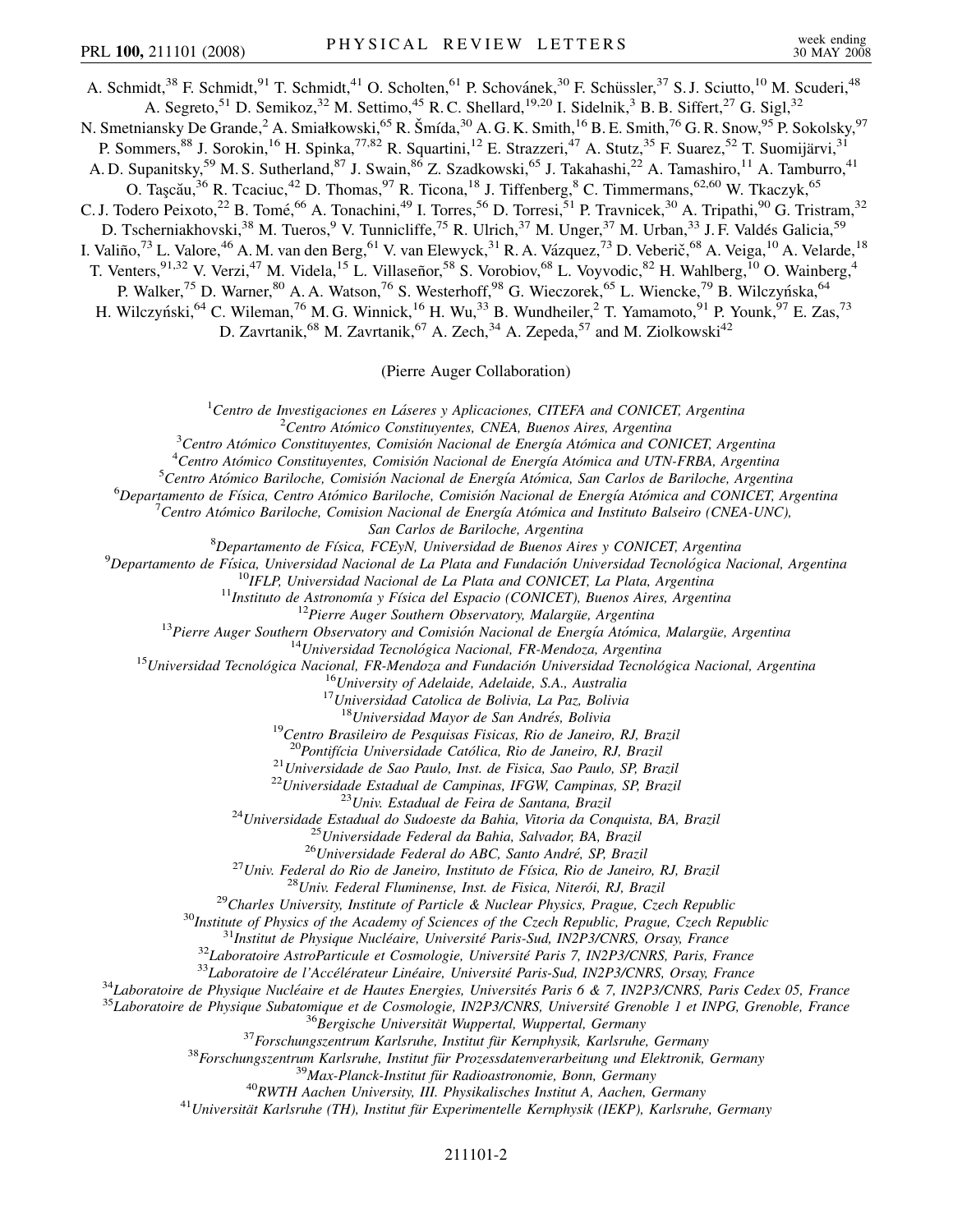A. Schmidt,[38] F. Schmidt,[91] T. Schmidt,[41] O. Scholten,[61] P. Schovánek,[30] F. Schüssler,[37] S. J. Sciutto,[10] M. Scuderi,[48] A. Segreto,[51] D. Semikoz,[32] M. Settimo,[45] R. C. Shellard,[19,20] I. Sidelnik,[3] B. B. Siffert,[27] G. Sigl,[32] N. Smetniansky De Grande,[2] A. Smiałkowski,[65] R. Šmída,[30] A. G. K. Smith,[16] B. E. Smith,[76] G. R. Snow,[95] P. Sokolsky,[97] P. Sommers,[88] J. Sorokin,[16] H. Spinka,[77,82] R. Squartini,[12] E. Strazzeri,[47] A. Stutz,[35] F. Suarez,[52] T. Suomijärvi,[31] A. D. Supanitsky,[59] M. S. Sutherland,[87] J. Swain,[86] Z. Szadkowski,[65] J. Takahashi,[22] A. Tamashiro,[11] A. Tamburro,[41] O. Taşcău,[36] R. Tcaciuc,[42] D. Thomas,[97] R. Ticona,[18] J. Tiffenberg,[8] C. Timmermans,[62,60] W. Tkaczyk,[65] C. J. Todero Peixoto,[22] B. Tomé,[66] A. Tonachini,[49] I. Torres,[56] D. Torresi,[51] P. Travnicek,[30] A. Tripathi,[90] G. Tristram,[32] D. Tscherniakhovski,[38] M. Tueros,[9] V. Tunnicliffe,[75] R. Ulrich,[37] M. Unger,[37] M. Urban,[33] J. F. Valdés Galicia,[59] I. Valiño,[73] L. Valore,[46] A. M. van den Berg,[61] V. van Elewyck,[31] R. A. Vázquez,[73] D. Veberič,[68] A. Veiga,[10] A. Velarde,[18] T. Venters,[91,32] V. Verzi,[47] M. Videla,[15] L. Villaseñor,[58] S. Vorobiov,[68] L. Voyvodic,[82] H. Wahlberg,[10] O. Wainberg,[4] P. Walker,[75] D. Warner,[80] A. A. Watson,[76] S. Westerhoff,[98] G. Wieczorek,[65] L. Wiencke,[79] B. Wilczyńska,[64] H. Wilczyński,[64] C. Wileman,[76] M. G. Winnick,[16] H. Wu,[33] B. Wundheiler,[2] T. Yamamoto,[91] P. Younk,[97] E. Zas,[73] D. Zavrtanik,[68] M. Zavrtanik,[67] A. Zech,[34] A. Zepeda,[57] and M. Ziolkowski[42]

(Pierre Auger Collaboration)

[1]*Centro de Investigaciones en Láseres y Aplicaciones, CITEFA and CONICET, Argentina*
[2]*Centro Atómico Constituyentes, CNEA, Buenos Aires, Argentina*
[3]*Centro Atómico Constituyentes, Comisión Nacional de Energía Atómica and CONICET, Argentina*
[4]*Centro Atómico Constituyentes, Comisión Nacional de Energía Atómica and UTN-FRBA, Argentina*
[5]*Centro Atómico Bariloche, Comisión Nacional de Energía Atómica, San Carlos de Bariloche, Argentina*
[6]*Departamento de Física, Centro Atómico Bariloche, Comisión Nacional de Energía Atómica and CONICET, Argentina*
[7]*Centro Atómico Bariloche, Comision Nacional de Energía Atómica and Instituto Balseiro (CNEA-UNC), San Carlos de Bariloche, Argentina*
[8]*Departamento de Física, FCEyN, Universidad de Buenos Aires y CONICET, Argentina*
[9]*Departamento de Física, Universidad Nacional de La Plata and Fundación Universidad Tecnológica Nacional, Argentina*
[10]*IFLP, Universidad Nacional de La Plata and CONICET, La Plata, Argentina*
[11]*Instituto de Astronomía y Física del Espacio (CONICET), Buenos Aires, Argentina*
[12]*Pierre Auger Southern Observatory, Malargüe, Argentina*
[13]*Pierre Auger Southern Observatory and Comisión Nacional de Energía Atómica, Malargüe, Argentina*
[14]*Universidad Tecnológica Nacional, FR-Mendoza, Argentina*
[15]*Universidad Tecnológica Nacional, FR-Mendoza and Fundación Universidad Tecnológica Nacional, Argentina*
[16]*University of Adelaide, Adelaide, S.A., Australia*
[17]*Universidad Catolica de Bolivia, La Paz, Bolivia*
[18]*Universidad Mayor de San Andrés, Bolivia*
[19]*Centro Brasileiro de Pesquisas Fisicas, Rio de Janeiro, RJ, Brazil*
[20]*Pontifícia Universidade Católica, Rio de Janeiro, RJ, Brazil*
[21]*Universidade de Sao Paulo, Inst. de Fisica, Sao Paulo, SP, Brazil*
[22]*Universidade Estadual de Campinas, IFGW, Campinas, SP, Brazil*
[23]*Univ. Estadual de Feira de Santana, Brazil*
[24]*Universidade Estadual do Sudoeste da Bahia, Vitoria da Conquista, BA, Brazil*
[25]*Universidade Federal da Bahia, Salvador, BA, Brazil*
[26]*Universidade Federal do ABC, Santo André, SP, Brazil*
[27]*Univ. Federal do Rio de Janeiro, Instituto de Física, Rio de Janeiro, RJ, Brazil*
[28]*Univ. Federal Fluminense, Inst. de Fisica, Niterói, RJ, Brazil*
[29]*Charles University, Institute of Particle & Nuclear Physics, Prague, Czech Republic*
[30]*Institute of Physics of the Academy of Sciences of the Czech Republic, Prague, Czech Republic*
[31]*Institut de Physique Nucléaire, Université Paris-Sud, IN2P3/CNRS, Orsay, France*
[32]*Laboratoire AstroParticule et Cosmologie, Université Paris 7, IN2P3/CNRS, Paris, France*
[33]*Laboratoire de l'Accélérateur Linéaire, Université Paris-Sud, IN2P3/CNRS, Orsay, France*
[34]*Laboratoire de Physique Nucléaire et de Hautes Energies, Universités Paris 6 & 7, IN2P3/CNRS, Paris Cedex 05, France*
[35]*Laboratoire de Physique Subatomique et de Cosmologie, IN2P3/CNRS, Université Grenoble 1 et INPG, Grenoble, France*
[36]*Bergische Universität Wuppertal, Wuppertal, Germany*
[37]*Forschungszentrum Karlsruhe, Institut für Kernphysik, Karlsruhe, Germany*
[38]*Forschungszentrum Karlsruhe, Institut für Prozessdatenverarbeitung und Elektronik, Germany*
[39]*Max-Planck-Institut für Radioastronomie, Bonn, Germany*
[40]*RWTH Aachen University, III. Physikalisches Institut A, Aachen, Germany*
[41]*Universität Karlsruhe (TH), Institut für Experimentelle Kernphysik (IEKP), Karlsruhe, Germany*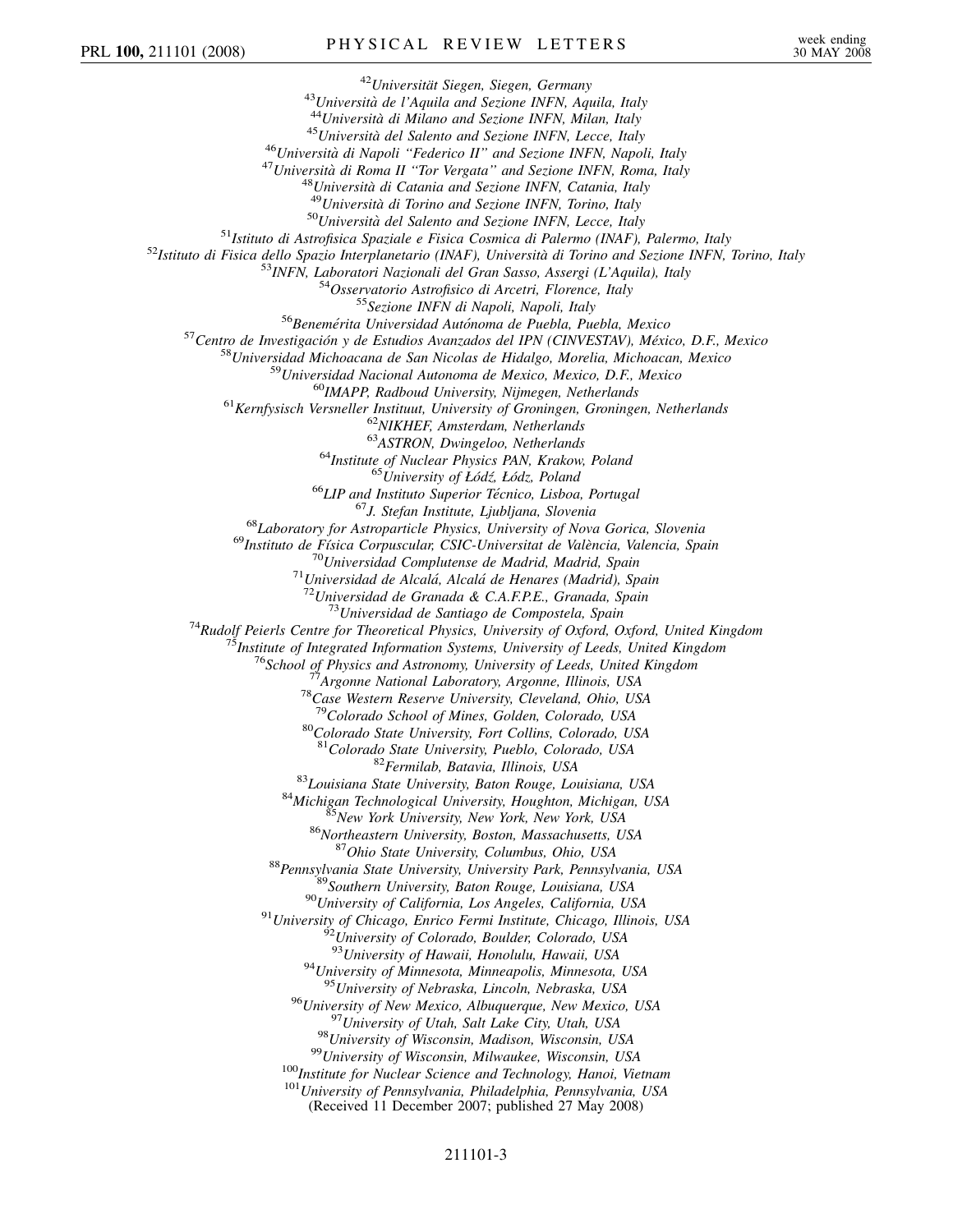[42]*Universität Siegen, Siegen, Germany*
[43]*Università de l'Aquila and Sezione INFN, Aquila, Italy*
[44]*Università di Milano and Sezione INFN, Milan, Italy*
[45]*Università del Salento and Sezione INFN, Lecce, Italy*
[46]*Università di Napoli "Federico II" and Sezione INFN, Napoli, Italy*
[47]*Università di Roma II "Tor Vergata" and Sezione INFN, Roma, Italy*
[48]*Università di Catania and Sezione INFN, Catania, Italy*
[49]*Università di Torino and Sezione INFN, Torino, Italy*
[50]*Università del Salento and Sezione INFN, Lecce, Italy*
[51]*Istituto di Astrofisica Spaziale e Fisica Cosmica di Palermo (INAF), Palermo, Italy*
[52]*Istituto di Fisica dello Spazio Interplanetario (INAF), Università di Torino and Sezione INFN, Torino, Italy*
[53]*INFN, Laboratori Nazionali del Gran Sasso, Assergi (L'Aquila), Italy*
[54]*Osservatorio Astrofisico di Arcetri, Florence, Italy*
[55]*Sezione INFN di Napoli, Napoli, Italy*
[56]*Benemérita Universidad Autónoma de Puebla, Puebla, Mexico*
[57]*Centro de Investigación y de Estudios Avanzados del IPN (CINVESTAV), México, D.F., Mexico*
[58]*Universidad Michoacana de San Nicolas de Hidalgo, Morelia, Michoacan, Mexico*
[59]*Universidad Nacional Autonoma de Mexico, Mexico, D.F., Mexico*
[60]*IMAPP, Radboud University, Nijmegen, Netherlands*
[61]*Kernfysisch Versneller Instituut, University of Groningen, Groningen, Netherlands*
[62]*NIKHEF, Amsterdam, Netherlands*
[63]*ASTRON, Dwingeloo, Netherlands*
[64]*Institute of Nuclear Physics PAN, Krakow, Poland*
[65]*University of Łódź, Łódz, Poland*
[66]*LIP and Instituto Superior Técnico, Lisboa, Portugal*
[67]*J. Stefan Institute, Ljubljana, Slovenia*
[68]*Laboratory for Astroparticle Physics, University of Nova Gorica, Slovenia*
[69]*Instituto de Física Corpuscular, CSIC-Universitat de València, Valencia, Spain*
[70]*Universidad Complutense de Madrid, Madrid, Spain*
[71]*Universidad de Alcalá, Alcalá de Henares (Madrid), Spain*
[72]*Universidad de Granada & C.A.F.P.E., Granada, Spain*
[73]*Universidad de Santiago de Compostela, Spain*
[74]*Rudolf Peierls Centre for Theoretical Physics, University of Oxford, Oxford, United Kingdom*
[75]*Institute of Integrated Information Systems, University of Leeds, United Kingdom*
[76]*School of Physics and Astronomy, University of Leeds, United Kingdom*
[77]*Argonne National Laboratory, Argonne, Illinois, USA*
[78]*Case Western Reserve University, Cleveland, Ohio, USA*
[79]*Colorado School of Mines, Golden, Colorado, USA*
[80]*Colorado State University, Fort Collins, Colorado, USA*
[81]*Colorado State University, Pueblo, Colorado, USA*
[82]*Fermilab, Batavia, Illinois, USA*
[83]*Louisiana State University, Baton Rouge, Louisiana, USA*
[84]*Michigan Technological University, Houghton, Michigan, USA*
[85]*New York University, New York, New York, USA*
[86]*Northeastern University, Boston, Massachusetts, USA*
[87]*Ohio State University, Columbus, Ohio, USA*
[88]*Pennsylvania State University, University Park, Pennsylvania, USA*
[89]*Southern University, Baton Rouge, Louisiana, USA*
[90]*University of California, Los Angeles, California, USA*
[91]*University of Chicago, Enrico Fermi Institute, Chicago, Illinois, USA*
[92]*University of Colorado, Boulder, Colorado, USA*
[93]*University of Hawaii, Honolulu, Hawaii, USA*
[94]*University of Minnesota, Minneapolis, Minnesota, USA*
[95]*University of Nebraska, Lincoln, Nebraska, USA*
[96]*University of New Mexico, Albuquerque, New Mexico, USA*
[97]*University of Utah, Salt Lake City, Utah, USA*
[98]*University of Wisconsin, Madison, Wisconsin, USA*
[99]*University of Wisconsin, Milwaukee, Wisconsin, USA*
[100]*Institute for Nuclear Science and Technology, Hanoi, Vietnam*
[101]*University of Pennsylvania, Philadelphia, Pennsylvania, USA*

(Received 11 December 2007; published 27 May 2008)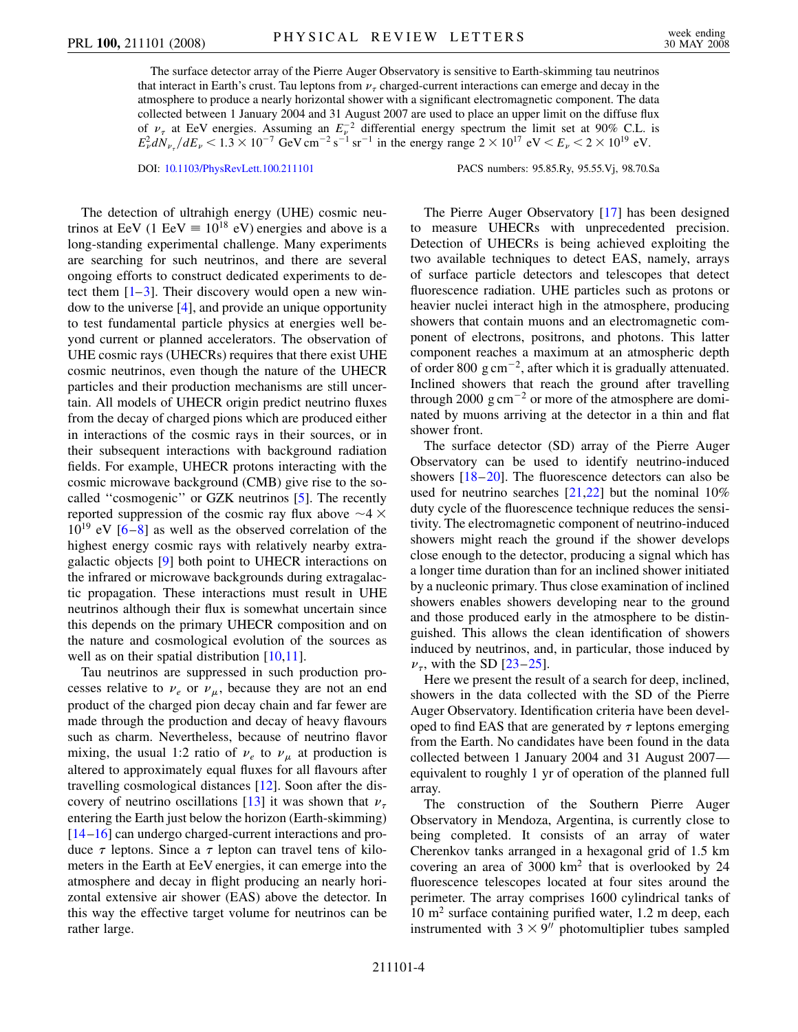The surface detector array of the Pierre Auger Observatory is sensitive to Earth-skimming tau neutrinos that interact in Earth's crust. Tau leptons from $\nu_\tau$ charged-current interactions can emerge and decay in the atmosphere to produce a nearly horizontal shower with a significant electromagnetic component. The data collected between 1 January 2004 and 31 August 2007 are used to place an upper limit on the diffuse flux of $\nu_\tau$ at EeV energies. Assuming an $E_\nu^{-2}$ differential energy spectrum the limit set at 90% C.L. is $E_\nu^2 dN_{\nu_\tau}/dE_\nu < 1.3 \times 10^{-7}$ GeV cm$^{-2}$ s$^{-1}$ sr$^{-1}$ in the energy range $2 \times 10^{17}$ eV $< E_\nu < 2 \times 10^{19}$ eV.

DOI: 10.1103/PhysRevLett.100.211101 PACS numbers: 95.85.Ry, 95.55.Vj, 98.70.Sa

The detection of ultrahigh energy (UHE) cosmic neutrinos at EeV (1 EeV $\equiv 10^{18}$ eV) energies and above is a long-standing experimental challenge. Many experiments are searching for such neutrinos, and there are several ongoing efforts to construct dedicated experiments to detect them [1–3]. Their discovery would open a new window to the universe [4], and provide an unique opportunity to test fundamental particle physics at energies well beyond current or planned accelerators. The observation of UHE cosmic rays (UHECRs) requires that there exist UHE cosmic neutrinos, even though the nature of the UHECR particles and their production mechanisms are still uncertain. All models of UHECR origin predict neutrino fluxes from the decay of charged pions which are produced either in interactions of the cosmic rays in their sources, or in their subsequent interactions with background radiation fields. For example, UHECR protons interacting with the cosmic microwave background (CMB) give rise to the so-called "cosmogenic" or GZK neutrinos [5]. The recently reported suppression of the cosmic ray flux above $\sim 4 \times 10^{19}$ eV [6–8] as well as the observed correlation of the highest energy cosmic rays with relatively nearby extragalactic objects [9] both point to UHECR interactions on the infrared or microwave backgrounds during extragalactic propagation. These interactions must result in UHE neutrinos although their flux is somewhat uncertain since this depends on the primary UHECR composition and on the nature and cosmological evolution of the sources as well as on their spatial distribution [10,11].

Tau neutrinos are suppressed in such production processes relative to $\nu_e$ or $\nu_\mu$, because they are not an end product of the charged pion decay chain and far fewer are made through the production and decay of heavy flavours such as charm. Nevertheless, because of neutrino flavor mixing, the usual 1:2 ratio of $\nu_e$ to $\nu_\mu$ at production is altered to approximately equal fluxes for all flavours after travelling cosmological distances [12]. Soon after the discovery of neutrino oscillations [13] it was shown that $\nu_\tau$ entering the Earth just below the horizon (Earth-skimming) [14–16] can undergo charged-current interactions and produce $\tau$ leptons. Since a $\tau$ lepton can travel tens of kilometers in the Earth at EeV energies, it can emerge into the atmosphere and decay in flight producing an nearly horizontal extensive air shower (EAS) above the detector. In this way the effective target volume for neutrinos can be rather large.

The Pierre Auger Observatory [17] has been designed to measure UHECRs with unprecedented precision. Detection of UHECRs is being achieved exploiting the two available techniques to detect EAS, namely, arrays of surface particle detectors and telescopes that detect fluorescence radiation. UHE particles such as protons or heavier nuclei interact high in the atmosphere, producing showers that contain muons and an electromagnetic component of electrons, positrons, and photons. This latter component reaches a maximum at an atmospheric depth of order 800 g cm$^{-2}$, after which it is gradually attenuated. Inclined showers that reach the ground after travelling through 2000 g cm$^{-2}$ or more of the atmosphere are dominated by muons arriving at the detector in a thin and flat shower front.

The surface detector (SD) array of the Pierre Auger Observatory can be used to identify neutrino-induced showers [18–20]. The fluorescence detectors can also be used for neutrino searches [21,22] but the nominal 10% duty cycle of the fluorescence technique reduces the sensitivity. The electromagnetic component of neutrino-induced showers might reach the ground if the shower develops close enough to the detector, producing a signal which has a longer time duration than for an inclined shower initiated by a nucleonic primary. Thus close examination of inclined showers enables showers developing near to the ground and those produced early in the atmosphere to be distinguished. This allows the clean identification of showers induced by neutrinos, and, in particular, those induced by $\nu_\tau$, with the SD [23–25].

Here we present the result of a search for deep, inclined, showers in the data collected with the SD of the Pierre Auger Observatory. Identification criteria have been developed to find EAS that are generated by $\tau$ leptons emerging from the Earth. No candidates have been found in the data collected between 1 January 2004 and 31 August 2007—equivalent to roughly 1 yr of operation of the planned full array.

The construction of the Southern Pierre Auger Observatory in Mendoza, Argentina, is currently close to being completed. It consists of an array of water Cherenkov tanks arranged in a hexagonal grid of 1.5 km covering an area of 3000 km$^2$ that is overlooked by 24 fluorescence telescopes located at four sites around the perimeter. The array comprises 1600 cylindrical tanks of 10 m$^2$ surface containing purified water, 1.2 m deep, each instrumented with $3 \times 9''$ photomultiplier tubes sampled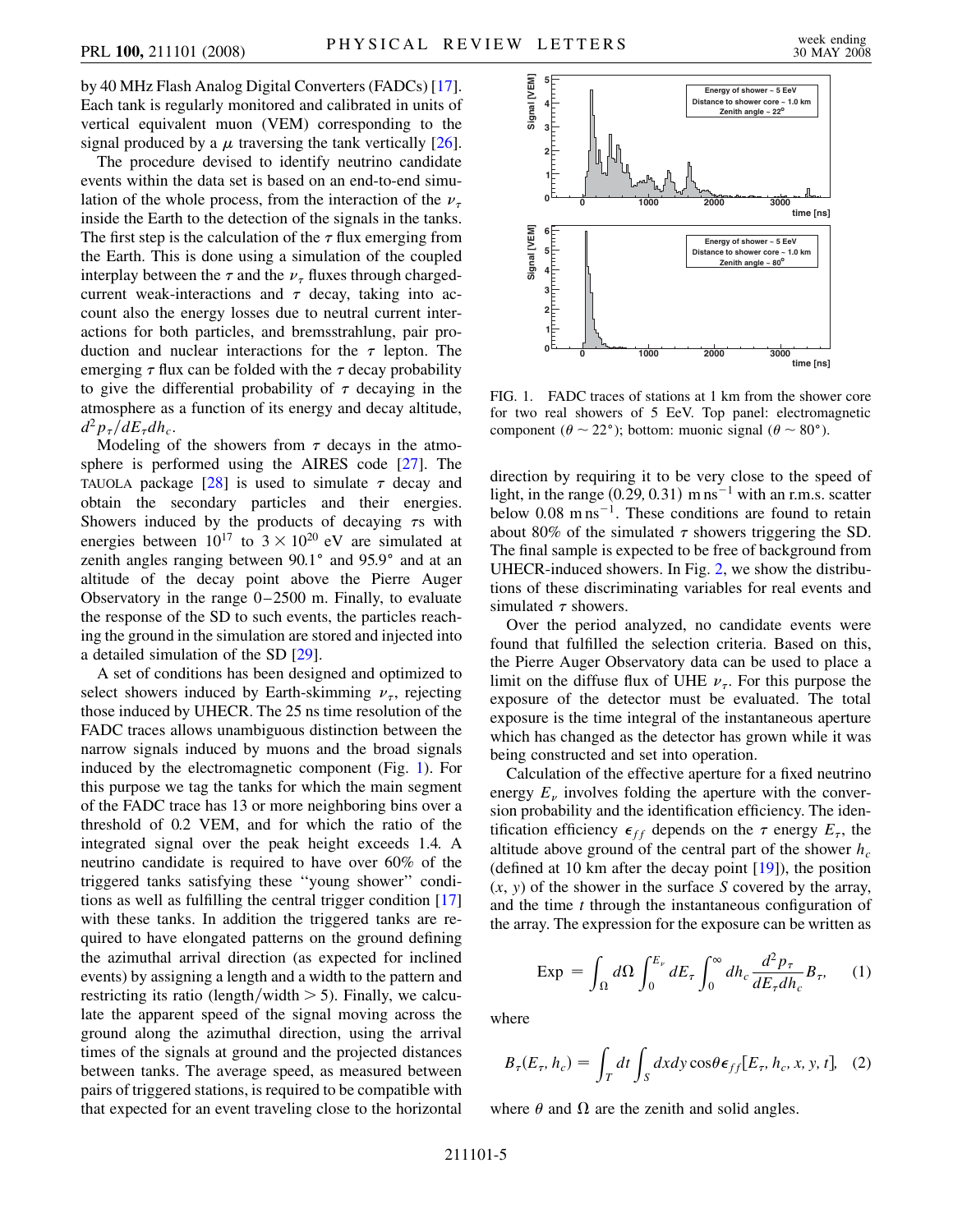by 40 MHz Flash Analog Digital Converters (FADCs) [17]. Each tank is regularly monitored and calibrated in units of vertical equivalent muon (VEM) corresponding to the signal produced by a $\mu$ traversing the tank vertically [26].

The procedure devised to identify neutrino candidate events within the data set is based on an end-to-end simulation of the whole process, from the interaction of the $\nu_\tau$ inside the Earth to the detection of the signals in the tanks. The first step is the calculation of the $\tau$ flux emerging from the Earth. This is done using a simulation of the coupled interplay between the $\tau$ and the $\nu_\tau$ fluxes through charged-current weak-interactions and $\tau$ decay, taking into account also the energy losses due to neutral current interactions for both particles, and bremsstrahlung, pair production and nuclear interactions for the $\tau$ lepton. The emerging $\tau$ flux can be folded with the $\tau$ decay probability to give the differential probability of $\tau$ decaying in the atmosphere as a function of its energy and decay altitude, $d^2p_\tau/dE_\tau dh_c$.

Modeling of the showers from $\tau$ decays in the atmosphere is performed using the AIRES code [27]. The TAUOLA package [28] is used to simulate $\tau$ decay and obtain the secondary particles and their energies. Showers induced by the products of decaying $\tau$s with energies between $10^{17}$ to $3 \times 10^{20}$ eV are simulated at zenith angles ranging between 90.1° and 95.9° and at an altitude of the decay point above the Pierre Auger Observatory in the range 0–2500 m. Finally, to evaluate the response of the SD to such events, the particles reaching the ground in the simulation are stored and injected into a detailed simulation of the SD [29].

A set of conditions has been designed and optimized to select showers induced by Earth-skimming $\nu_\tau$, rejecting those induced by UHECR. The 25 ns time resolution of the FADC traces allows unambiguous distinction between the narrow signals induced by muons and the broad signals induced by the electromagnetic component (Fig. 1). For this purpose we tag the tanks for which the main segment of the FADC trace has 13 or more neighboring bins over a threshold of 0.2 VEM, and for which the ratio of the integrated signal over the peak height exceeds 1.4. A neutrino candidate is required to have over 60% of the triggered tanks satisfying these "young shower" conditions as well as fulfilling the central trigger condition [17] with these tanks. In addition the triggered tanks are required to have elongated patterns on the ground defining the azimuthal arrival direction (as expected for inclined events) by assigning a length and a width to the pattern and restricting its ratio (length/width > 5). Finally, we calculate the apparent speed of the signal moving across the ground along the azimuthal direction, using the arrival times of the signals at ground and the projected distances between tanks. The average speed, as measured between pairs of triggered stations, is required to be compatible with that expected for an event traveling close to the horizontal direction by requiring it to be very close to the speed of light, in the range (0.29, 0.31) m ns$^{-1}$ with an r.m.s. scatter below 0.08 m ns$^{-1}$. These conditions are found to retain about 80% of the simulated $\tau$ showers triggering the SD. The final sample is expected to be free of background from UHECR-induced showers. In Fig. 2, we show the distributions of these discriminating variables for real events and simulated $\tau$ showers.

FIG. 1. FADC traces of stations at 1 km from the shower core for two real showers of 5 EeV. Top panel: electromagnetic component ($\theta \sim 22°$); bottom: muonic signal ($\theta \sim 80°$).

Over the period analyzed, no candidate events were found that fulfilled the selection criteria. Based on this, the Pierre Auger Observatory data can be used to place a limit on the diffuse flux of UHE $\nu_\tau$. For this purpose the exposure of the detector must be evaluated. The total exposure is the time integral of the instantaneous aperture which has changed as the detector has grown while it was being constructed and set into operation.

Calculation of the effective aperture for a fixed neutrino energy $E_\nu$ involves folding the aperture with the conversion probability and the identification efficiency. The identification efficiency $\epsilon_{ff}$ depends on the $\tau$ energy $E_\tau$, the altitude above ground of the central part of the shower $h_c$ (defined at 10 km after the decay point [19]), the position $(x, y)$ of the shower in the surface $S$ covered by the array, and the time $t$ through the instantaneous configuration of the array. The expression for the exposure can be written as

$$\text{Exp} = \int_\Omega d\Omega \int_0^{E_\nu} dE_\tau \int_0^\infty dh_c \frac{d^2 p_\tau}{dE_\tau dh_c} B_\tau, \quad (1)$$

where

$$B_\tau(E_\tau, h_c) = \int_T dt \int_S dx dy \cos\theta \epsilon_{ff}[E_\tau, h_c, x, y, t], \quad (2)$$

where $\theta$ and $\Omega$ are the zenith and solid angles.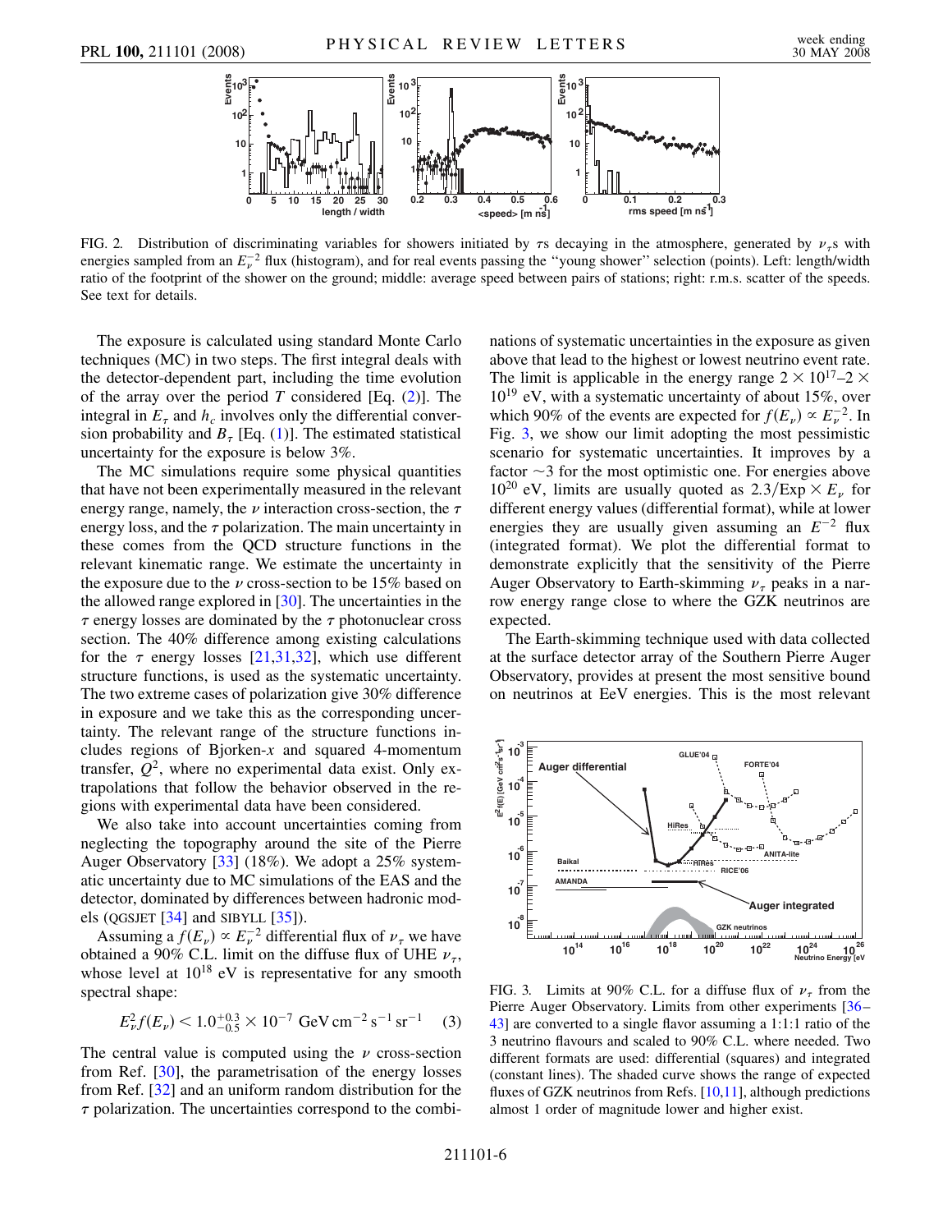FIG. 2. Distribution of discriminating variables for showers initiated by $\tau$s decaying in the atmosphere, generated by $\nu_\tau$s with energies sampled from an $E_\nu^{-2}$ flux (histogram), and for real events passing the "young shower" selection (points). Left: length/width ratio of the footprint of the shower on the ground; middle: average speed between pairs of stations; right: r.m.s. scatter of the speeds. See text for details.

The exposure is calculated using standard Monte Carlo techniques (MC) in two steps. The first integral deals with the detector-dependent part, including the time evolution of the array over the period $T$ considered [Eq. (2)]. The integral in $E_\tau$ and $h_c$ involves only the differential conversion probability and $B_\tau$ [Eq. (1)]. The estimated statistical uncertainty for the exposure is below 3%.

The MC simulations require some physical quantities that have not been experimentally measured in the relevant energy range, namely, the $\nu$ interaction cross-section, the $\tau$ energy loss, and the $\tau$ polarization. The main uncertainty in these comes from the QCD structure functions in the relevant kinematic range. We estimate the uncertainty in the exposure due to the $\nu$ cross-section to be 15% based on the allowed range explored in [30]. The uncertainties in the $\tau$ energy losses are dominated by the $\tau$ photonuclear cross section. The 40% difference among existing calculations for the $\tau$ energy losses [21,31,32], which use different structure functions, is used as the systematic uncertainty. The two extreme cases of polarization give 30% difference in exposure and we take this as the corresponding uncertainty. The relevant range of the structure functions includes regions of Bjorken-$x$ and squared 4-momentum transfer, $Q^2$, where no experimental data exist. Only extrapolations that follow the behavior observed in the regions with experimental data have been considered.

We also take into account uncertainties coming from neglecting the topography around the site of the Pierre Auger Observatory [33] (18%). We adopt a 25% systematic uncertainty due to MC simulations of the EAS and the detector, dominated by differences between hadronic models (QGSJET [34] and SIBYLL [35]).

Assuming a $f(E_\nu) \propto E_\nu^{-2}$ differential flux of $\nu_\tau$ we have obtained a 90% C.L. limit on the diffuse flux of UHE $\nu_\tau$, whose level at $10^{18}$ eV is representative for any smooth spectral shape:

$$E_\nu^2 f(E_\nu) < 1.0^{+0.3}_{-0.5} \times 10^{-7}\ \mathrm{GeV\,cm^{-2}\,s^{-1}\,sr^{-1}} \quad (3)$$

The central value is computed using the $\nu$ cross-section from Ref. [30], the parametrisation of the energy losses from Ref. [32] and an uniform random distribution for the $\tau$ polarization. The uncertainties correspond to the combinations of systematic uncertainties in the exposure as given above that lead to the highest or lowest neutrino event rate. The limit is applicable in the energy range $2 \times 10^{17}$–$2 \times 10^{19}$ eV, with a systematic uncertainty of about 15%, over which 90% of the events are expected for $f(E_\nu) \propto E_\nu^{-2}$. In Fig. 3, we show our limit adopting the most pessimistic scenario for systematic uncertainties. It improves by a factor $\sim$3 for the most optimistic one. For energies above $10^{20}$ eV, limits are usually quoted as $2.3/\mathrm{Exp} \times E_\nu$ for different energy values (differential format), while at lower energies they are usually given assuming an $E^{-2}$ flux (integrated format). We plot the differential format to demonstrate explicitly that the sensitivity of the Pierre Auger Observatory to Earth-skimming $\nu_\tau$ peaks in a narrow energy range close to where the GZK neutrinos are expected.

The Earth-skimming technique used with data collected at the surface detector array of the Southern Pierre Auger Observatory, provides at present the most sensitive bound on neutrinos at EeV energies. This is the most relevant

FIG. 3. Limits at 90% C.L. for a diffuse flux of $\nu_\tau$ from the Pierre Auger Observatory. Limits from other experiments [36–43] are converted to a single flavor assuming a 1:1:1 ratio of the 3 neutrino flavours and scaled to 90% C.L. where needed. Two different formats are used: differential (squares) and integrated (constant lines). The shaded curve shows the range of expected fluxes of GZK neutrinos from Refs. [10,11], although predictions almost 1 order of magnitude lower and higher exist.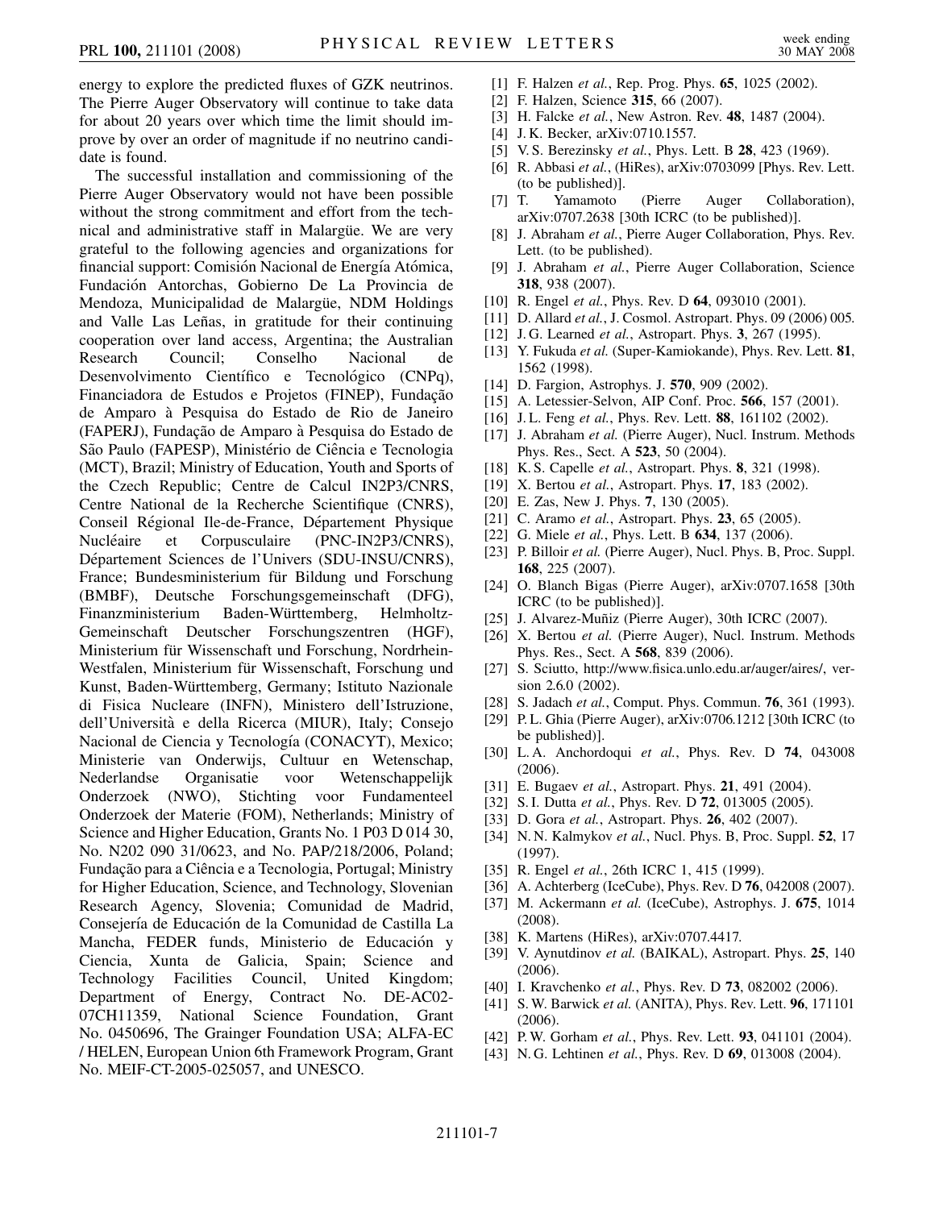energy to explore the predicted fluxes of GZK neutrinos. The Pierre Auger Observatory will continue to take data for about 20 years over which time the limit should improve by over an order of magnitude if no neutrino candidate is found.

The successful installation and commissioning of the Pierre Auger Observatory would not have been possible without the strong commitment and effort from the technical and administrative staff in Malargüe. We are very grateful to the following agencies and organizations for financial support: Comisión Nacional de Energía Atómica, Fundación Antorchas, Gobierno De La Provincia de Mendoza, Municipalidad de Malargüe, NDM Holdings and Valle Las Leñas, in gratitude for their continuing cooperation over land access, Argentina; the Australian Research Council; Conselho Nacional de Desenvolvimento Científico e Tecnológico (CNPq), Financiadora de Estudos e Projetos (FINEP), Fundação de Amparo à Pesquisa do Estado de Rio de Janeiro (FAPERJ), Fundação de Amparo à Pesquisa do Estado de São Paulo (FAPESP), Ministério de Ciência e Tecnologia (MCT), Brazil; Ministry of Education, Youth and Sports of the Czech Republic; Centre de Calcul IN2P3/CNRS, Centre National de la Recherche Scientifique (CNRS), Conseil Régional Ile-de-France, Département Physique Nucléaire et Corpusculaire (PNC-IN2P3/CNRS), Département Sciences de l'Univers (SDU-INSU/CNRS), France; Bundesministerium für Bildung und Forschung (BMBF), Deutsche Forschungsgemeinschaft (DFG), Finanzministerium Baden-Württemberg, Helmholtz-Gemeinschaft Deutscher Forschungszentren (HGF), Ministerium für Wissenschaft und Forschung, Nordrhein-Westfalen, Ministerium für Wissenschaft, Forschung und Kunst, Baden-Württemberg, Germany; Istituto Nazionale di Fisica Nucleare (INFN), Ministero dell'Istruzione, dell'Università e della Ricerca (MIUR), Italy; Consejo Nacional de Ciencia y Tecnología (CONACYT), Mexico; Ministerie van Onderwijs, Cultuur en Wetenschap, Nederlandse Organisatie voor Wetenschappelijk Onderzoek (NWO), Stichting voor Fundamenteel Onderzoek der Materie (FOM), Netherlands; Ministry of Science and Higher Education, Grants No. 1 P03 D 014 30, No. N202 090 31/0623, and No. PAP/218/2006, Poland; Fundação para a Ciência e a Tecnologia, Portugal; Ministry for Higher Education, Science, and Technology, Slovenian Research Agency, Slovenia; Comunidad de Madrid, Consejería de Educación de la Comunidad de Castilla La Mancha, FEDER funds, Ministerio de Educación y Ciencia, Xunta de Galicia, Spain; Science and Technology Facilities Council, United Kingdom; Department of Energy, Contract No. DE-AC02-07CH11359, National Science Foundation, Grant No. 0450696, The Grainger Foundation USA; ALFA-EC / HELEN, European Union 6th Framework Program, Grant No. MEIF-CT-2005-025057, and UNESCO.

[1] F. Halzen *et al.*, Rep. Prog. Phys. **65**, 1025 (2002).

[2] F. Halzen, Science **315**, 66 (2007).

[3] H. Falcke *et al.*, New Astron. Rev. **48**, 1487 (2004).

[4] J. K. Becker, arXiv:0710.1557.

[5] V. S. Berezinsky *et al.*, Phys. Lett. B **28**, 423 (1969).

[6] R. Abbasi *et al.*, (HiRes), arXiv:0703099 [Phys. Rev. Lett. (to be published)].

[7] T. Yamamoto (Pierre Auger Collaboration), arXiv:0707.2638 [30th ICRC (to be published)].

[8] J. Abraham *et al.*, Pierre Auger Collaboration, Phys. Rev. Lett. (to be published).

[9] J. Abraham *et al.*, Pierre Auger Collaboration, Science **318**, 938 (2007).

[10] R. Engel *et al.*, Phys. Rev. D **64**, 093010 (2001).

[11] D. Allard *et al.*, J. Cosmol. Astropart. Phys. 09 (2006) 005.

[12] J. G. Learned *et al.*, Astropart. Phys. **3**, 267 (1995).

[13] Y. Fukuda *et al.* (Super-Kamiokande), Phys. Rev. Lett. **81**, 1562 (1998).

[14] D. Fargion, Astrophys. J. **570**, 909 (2002).

[15] A. Letessier-Selvon, AIP Conf. Proc. **566**, 157 (2001).

[16] J. L. Feng *et al.*, Phys. Rev. Lett. **88**, 161102 (2002).

[17] J. Abraham *et al.* (Pierre Auger), Nucl. Instrum. Methods Phys. Res., Sect. A **523**, 50 (2004).

[18] K. S. Capelle *et al.*, Astropart. Phys. **8**, 321 (1998).

[19] X. Bertou *et al.*, Astropart. Phys. **17**, 183 (2002).

[20] E. Zas, New J. Phys. **7**, 130 (2005).

[21] C. Aramo *et al.*, Astropart. Phys. **23**, 65 (2005).

[22] G. Miele *et al.*, Phys. Lett. B **634**, 137 (2006).

[23] P. Billoir *et al.* (Pierre Auger), Nucl. Phys. B, Proc. Suppl. **168**, 225 (2007).

[24] O. Blanch Bigas (Pierre Auger), arXiv:0707.1658 [30th ICRC (to be published)].

[25] J. Alvarez-Muñiz (Pierre Auger), 30th ICRC (2007).

[26] X. Bertou *et al.* (Pierre Auger), Nucl. Instrum. Methods Phys. Res., Sect. A **568**, 839 (2006).

[27] S. Sciutto, http://www.fisica.unlo.edu.ar/auger/aires/, version 2.6.0 (2002).

[28] S. Jadach *et al.*, Comput. Phys. Commun. **76**, 361 (1993).

[29] P. L. Ghia (Pierre Auger), arXiv:0706.1212 [30th ICRC (to be published)].

[30] L. A. Anchordoqui *et al.*, Phys. Rev. D **74**, 043008 (2006).

[31] E. Bugaev *et al.*, Astropart. Phys. **21**, 491 (2004).

[32] S. I. Dutta *et al.*, Phys. Rev. D **72**, 013005 (2005).

[33] D. Gora *et al.*, Astropart. Phys. **26**, 402 (2007).

[34] N. N. Kalmykov *et al.*, Nucl. Phys. B, Proc. Suppl. **52**, 17 (1997).

[35] R. Engel *et al.*, 26th ICRC 1, 415 (1999).

[36] A. Achterberg (IceCube), Phys. Rev. D **76**, 042008 (2007).

[37] M. Ackermann *et al.* (IceCube), Astrophys. J. **675**, 1014 (2008).

[38] K. Martens (HiRes), arXiv:0707.4417.

[39] V. Aynutdinov *et al.* (BAIKAL), Astropart. Phys. **25**, 140 (2006).

[40] I. Kravchenko *et al.*, Phys. Rev. D **73**, 082002 (2006).

[41] S. W. Barwick *et al.* (ANITA), Phys. Rev. Lett. **96**, 171101 (2006).

[42] P. W. Gorham *et al.*, Phys. Rev. Lett. **93**, 041101 (2004).

[43] N. G. Lehtinen *et al.*, Phys. Rev. D **69**, 013008 (2004).